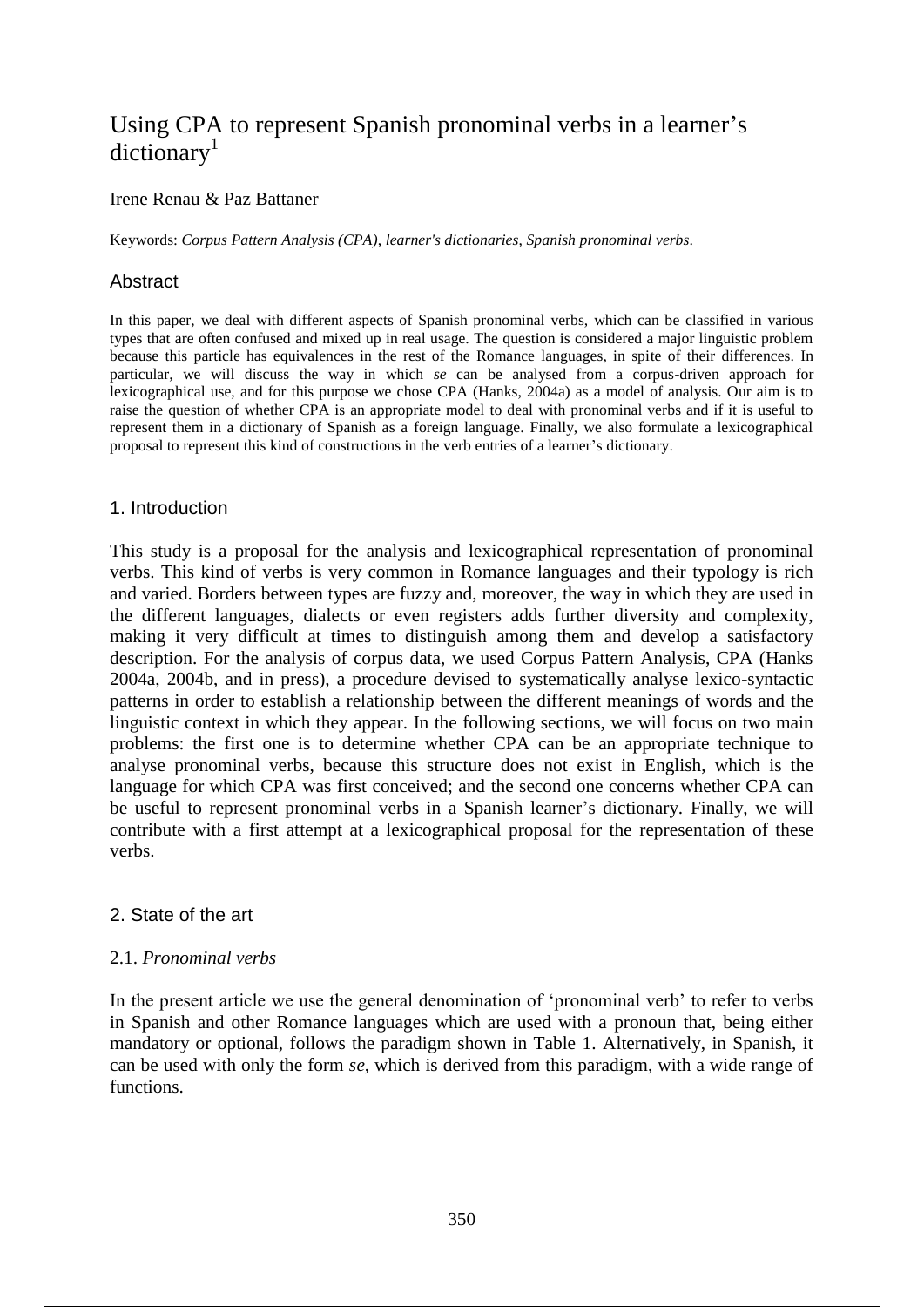# Using CPA to represent Spanish pronominal verbs in a learner's dictionary[1]

Irene Renau & Paz Battaner

Keywords: *Corpus Pattern Analysis (CPA)*, *learner's dictionaries*, *Spanish pronominal verbs*.

## Abstract

In this paper, we deal with different aspects of Spanish pronominal verbs, which can be classified in various types that are often confused and mixed up in real usage. The question is considered a major linguistic problem because this particle has equivalences in the rest of the Romance languages, in spite of their differences. In particular, we will discuss the way in which *se* can be analysed from a corpus-driven approach for lexicographical use, and for this purpose we chose CPA (Hanks, 2004a) as a model of analysis. Our aim is to raise the question of whether CPA is an appropriate model to deal with pronominal verbs and if it is useful to represent them in a dictionary of Spanish as a foreign language. Finally, we also formulate a lexicographical proposal to represent this kind of constructions in the verb entries of a learner's dictionary.

## 1. Introduction

This study is a proposal for the analysis and lexicographical representation of pronominal verbs. This kind of verbs is very common in Romance languages and their typology is rich and varied. Borders between types are fuzzy and, moreover, the way in which they are used in the different languages, dialects or even registers adds further diversity and complexity, making it very difficult at times to distinguish among them and develop a satisfactory description. For the analysis of corpus data, we used Corpus Pattern Analysis, CPA (Hanks 2004a, 2004b, and in press), a procedure devised to systematically analyse lexico-syntactic patterns in order to establish a relationship between the different meanings of words and the linguistic context in which they appear. In the following sections, we will focus on two main problems: the first one is to determine whether CPA can be an appropriate technique to analyse pronominal verbs, because this structure does not exist in English, which is the language for which CPA was first conceived; and the second one concerns whether CPA can be useful to represent pronominal verbs in a Spanish learner's dictionary. Finally, we will contribute with a first attempt at a lexicographical proposal for the representation of these verbs.

## 2. State of the art

### 2.1. *Pronominal verbs*

In the present article we use the general denomination of 'pronominal verb' to refer to verbs in Spanish and other Romance languages which are used with a pronoun that, being either mandatory or optional, follows the paradigm shown in Table 1. Alternatively, in Spanish, it can be used with only the form *se*, which is derived from this paradigm, with a wide range of functions.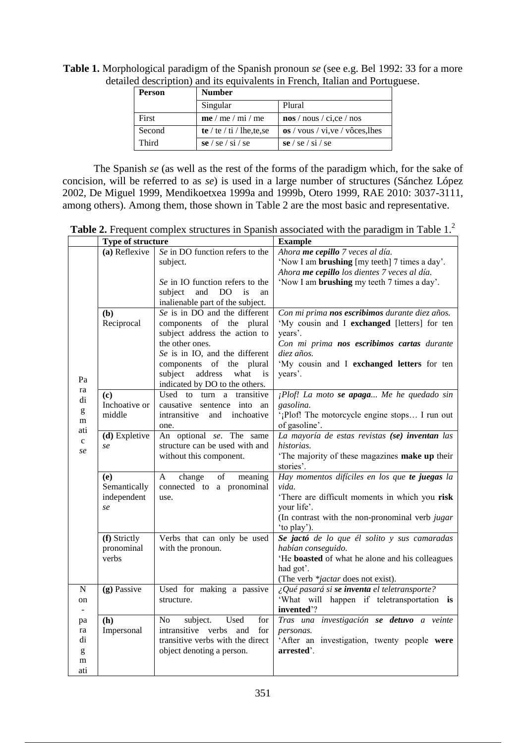**Table 1.** Morphological paradigm of the Spanish pronoun *se* (see e.g. Bel 1992: 33 for a more detailed description) and its equivalents in French, Italian and Portuguese.

| Person | Number | |
|---|---|---|
| | Singular | Plural |
| First | **me** / me / mi / me | **nos** / nous / ci,ce / nos |
| Second | **te** / te / ti / lhe,te,se | **os** / vous / vi,ve / vôces,lhes |
| Third | **se** / se / si / se | **se** / se / si / se |

The Spanish *se* (as well as the rest of the forms of the paradigm which, for the sake of concision, will be referred to as *se*) is used in a large number of structures (Sánchez López 2002, De Miguel 1999, Mendikoetxea 1999a and 1999b, Otero 1999, RAE 2010: 3037-3111, among others). Among them, those shown in Table 2 are the most basic and representative.

**Table 2.** Frequent complex structures in Spanish associated with the paradigm in Table 1.[2]

| | Type of structure | | Example |
|---|---|---|---|
| Paradigmatic *se* | **(a)** Reflexive | *Se* in DO function refers to the subject. *Se* in IO function refers to the subject and DO is an inalienable part of the subject. | *Ahora **me cepillo** 7 veces al día.* 'Now I am **brushing** [my teeth] 7 times a day'. *Ahora **me cepillo** los dientes 7 veces al día.* 'Now I am **brushing** my teeth 7 times a day'. |
| | **(b)** Reciprocal | *Se* is in DO and the different components of the plural subject address the action to the other ones. *Se* is in IO, and the different components of the plural subject address what is indicated by DO to the others. | *Con mi prima **nos escribimos** durante diez años.* 'My cousin and I **exchanged** [letters] for ten years'. *Con mi prima **nos escribimos cartas** durante diez años.* 'My cousin and I **exchanged letters** for ten years'. |
| | **(c)** Inchoative or middle | Used to turn a transitive causative sentence into an intransitive and inchoative one. | *¡Plof! La moto **se apaga**... Me he quedado sin gasolina.* '¡Plof! The motorcycle engine stops… I run out of gasoline'. |
| | **(d)** Expletive *se* | An optional *se*. The same structure can be used with and without this component. | *La mayoría de estas revistas **(se) inventan** las historias.* 'The majority of these magazines **make up** their stories'. |
| | **(e)** Semantically independent *se* | A change of meaning connected to a pronominal use. | *Hay momentos difíciles en los que **te juegas** la vida.* 'There are difficult moments in which you **risk** your life'. (In contrast with the non-pronominal verb *jugar* 'to play'). |
| | **(f)** Strictly pronominal verbs | Verbs that can only be used with the pronoun. | ***Se jactó** de lo que él solito y sus camaradas habían conseguido.* 'He **boasted** of what he alone and his colleagues had got'. (The verb *\*jactar* does not exist). |
| Non-paradigmati | **(g)** Passive | Used for making a passive structure. | *¿Qué pasará si **se inventa** el teletransporte?* 'What will happen if teletransportation **is invented**'? |
| | **(h)** Impersonal | No subject. Used for intransitive verbs and for transitive verbs with the direct object denoting a person. | *Tras una investigación **se detuvo** a veinte personas.* 'After an investigation, twenty people **were arrested**'. |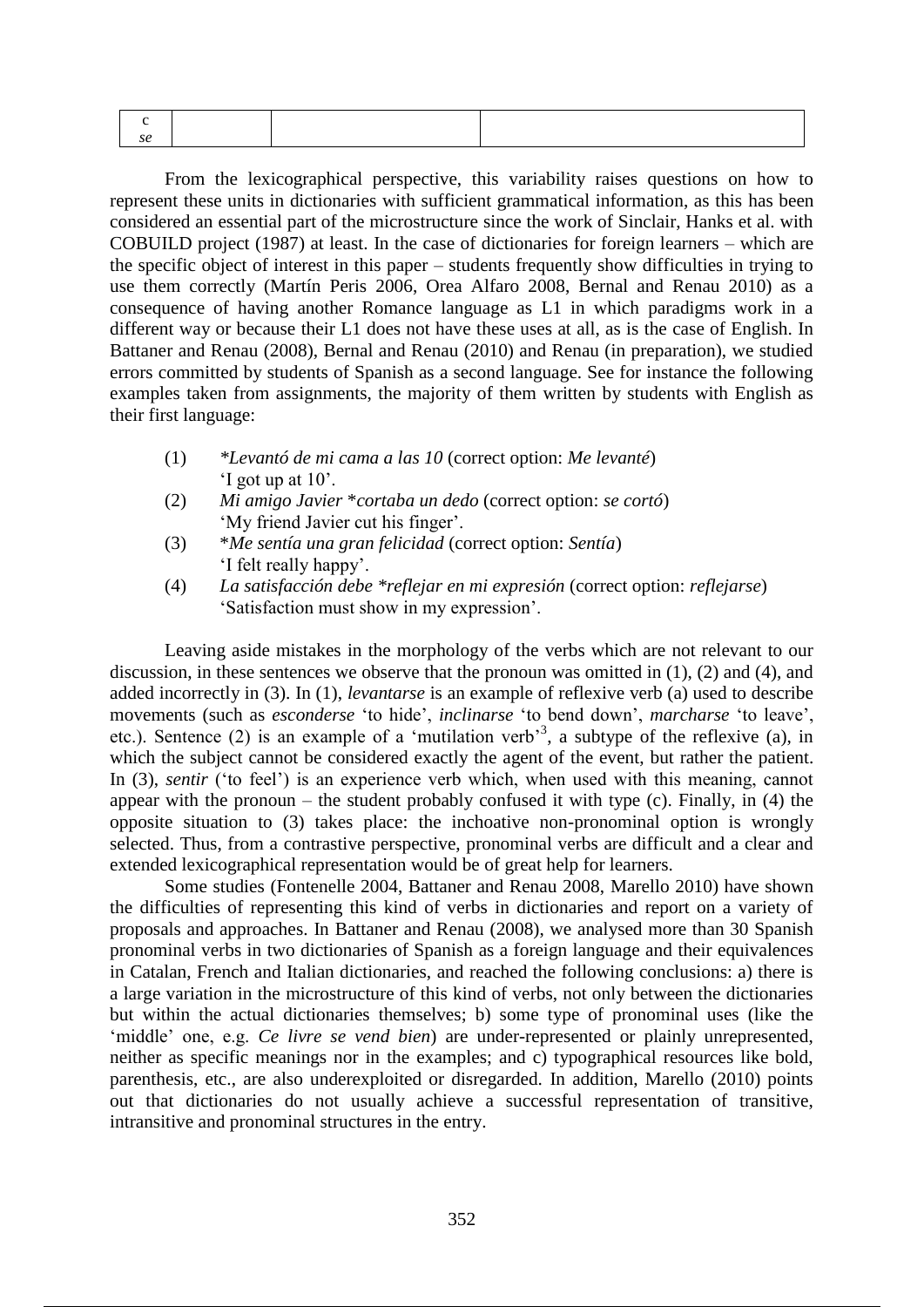| c<br>*se* | | | |
|---|---|---|---|

From the lexicographical perspective, this variability raises questions on how to represent these units in dictionaries with sufficient grammatical information, as this has been considered an essential part of the microstructure since the work of Sinclair, Hanks et al. with COBUILD project (1987) at least. In the case of dictionaries for foreign learners – which are the specific object of interest in this paper – students frequently show difficulties in trying to use them correctly (Martín Peris 2006, Orea Alfaro 2008, Bernal and Renau 2010) as a consequence of having another Romance language as L1 in which paradigms work in a different way or because their L1 does not have these uses at all, as is the case of English. In Battaner and Renau (2008), Bernal and Renau (2010) and Renau (in preparation), we studied errors committed by students of Spanish as a second language. See for instance the following examples taken from assignments, the majority of them written by students with English as their first language:

(1) *\*Levantó de mi cama a las 10* (correct option: *Me levanté*)
'I got up at 10'.

(2) *Mi amigo Javier \*cortaba un dedo* (correct option: *se cortó*)
'My friend Javier cut his finger'.

(3) \**Me sentía una gran felicidad* (correct option: *Sentía*)
'I felt really happy'.

(4) *La satisfacción debe \*reflejar en mi expresión* (correct option: *reflejarse*)
'Satisfaction must show in my expression'.

Leaving aside mistakes in the morphology of the verbs which are not relevant to our discussion, in these sentences we observe that the pronoun was omitted in (1), (2) and (4), and added incorrectly in (3). In (1), *levantarse* is an example of reflexive verb (a) used to describe movements (such as *esconderse* 'to hide', *inclinarse* 'to bend down', *marcharse* 'to leave', etc.). Sentence (2) is an example of a 'mutilation verb'[3], a subtype of the reflexive (a), in which the subject cannot be considered exactly the agent of the event, but rather the patient. In (3), *sentir* ('to feel') is an experience verb which, when used with this meaning, cannot appear with the pronoun – the student probably confused it with type (c). Finally, in (4) the opposite situation to (3) takes place: the inchoative non-pronominal option is wrongly selected. Thus, from a contrastive perspective, pronominal verbs are difficult and a clear and extended lexicographical representation would be of great help for learners.

Some studies (Fontenelle 2004, Battaner and Renau 2008, Marello 2010) have shown the difficulties of representing this kind of verbs in dictionaries and report on a variety of proposals and approaches. In Battaner and Renau (2008), we analysed more than 30 Spanish pronominal verbs in two dictionaries of Spanish as a foreign language and their equivalences in Catalan, French and Italian dictionaries, and reached the following conclusions: a) there is a large variation in the microstructure of this kind of verbs, not only between the dictionaries but within the actual dictionaries themselves; b) some type of pronominal uses (like the 'middle' one, e.g. *Ce livre se vend bien*) are under-represented or plainly unrepresented, neither as specific meanings nor in the examples; and c) typographical resources like bold, parenthesis, etc., are also underexploited or disregarded. In addition, Marello (2010) points out that dictionaries do not usually achieve a successful representation of transitive, intransitive and pronominal structures in the entry.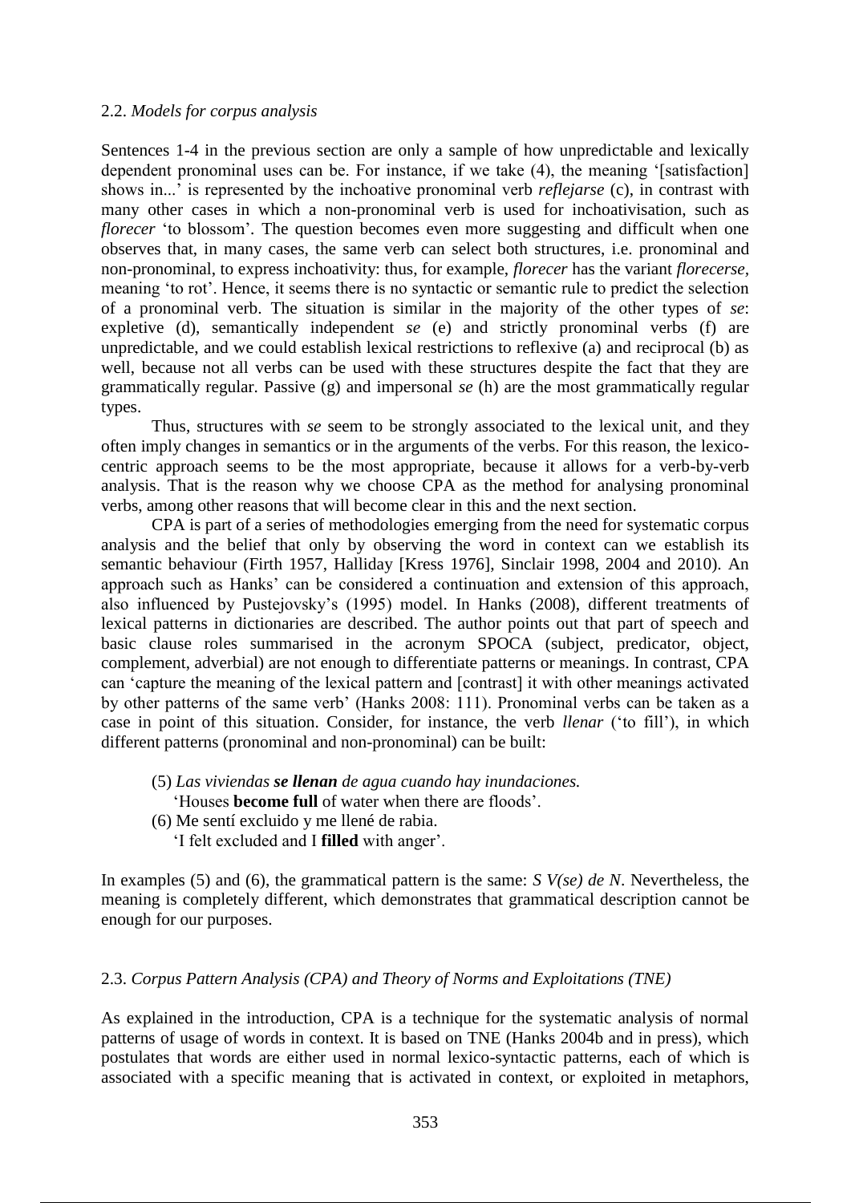### 2.2. *Models for corpus analysis*

Sentences 1-4 in the previous section are only a sample of how unpredictable and lexically dependent pronominal uses can be. For instance, if we take (4), the meaning '[satisfaction] shows in...' is represented by the inchoative pronominal verb *reflejarse* (c), in contrast with many other cases in which a non-pronominal verb is used for inchoativisation, such as *florecer* 'to blossom'. The question becomes even more suggesting and difficult when one observes that, in many cases, the same verb can select both structures, i.e. pronominal and non-pronominal, to express inchoativity: thus, for example, *florecer* has the variant *florecerse,* meaning 'to rot'. Hence, it seems there is no syntactic or semantic rule to predict the selection of a pronominal verb. The situation is similar in the majority of the other types of *se*: expletive (d), semantically independent *se* (e) and strictly pronominal verbs (f) are unpredictable, and we could establish lexical restrictions to reflexive (a) and reciprocal (b) as well, because not all verbs can be used with these structures despite the fact that they are grammatically regular. Passive (g) and impersonal *se* (h) are the most grammatically regular types.

Thus, structures with *se* seem to be strongly associated to the lexical unit, and they often imply changes in semantics or in the arguments of the verbs. For this reason, the lexico-centric approach seems to be the most appropriate, because it allows for a verb-by-verb analysis. That is the reason why we choose CPA as the method for analysing pronominal verbs, among other reasons that will become clear in this and the next section.

CPA is part of a series of methodologies emerging from the need for systematic corpus analysis and the belief that only by observing the word in context can we establish its semantic behaviour (Firth 1957, Halliday [Kress 1976], Sinclair 1998, 2004 and 2010). An approach such as Hanks' can be considered a continuation and extension of this approach, also influenced by Pustejovsky's (1995) model. In Hanks (2008), different treatments of lexical patterns in dictionaries are described. The author points out that part of speech and basic clause roles summarised in the acronym SPOCA (subject, predicator, object, complement, adverbial) are not enough to differentiate patterns or meanings. In contrast, CPA can 'capture the meaning of the lexical pattern and [contrast] it with other meanings activated by other patterns of the same verb' (Hanks 2008: 111). Pronominal verbs can be taken as a case in point of this situation. Consider, for instance, the verb *llenar* ('to fill'), in which different patterns (pronominal and non-pronominal) can be built:

(5) *Las viviendas* ***se llenan*** *de agua cuando hay inundaciones.*
'Houses **become full** of water when there are floods'.

(6) Me sentí excluido y me llené de rabia.
'I felt excluded and I **filled** with anger'.

In examples (5) and (6), the grammatical pattern is the same: *S V(se) de N*. Nevertheless, the meaning is completely different, which demonstrates that grammatical description cannot be enough for our purposes.

### 2.3. *Corpus Pattern Analysis (CPA) and Theory of Norms and Exploitations (TNE)*

As explained in the introduction, CPA is a technique for the systematic analysis of normal patterns of usage of words in context. It is based on TNE (Hanks 2004b and in press), which postulates that words are either used in normal lexico-syntactic patterns, each of which is associated with a specific meaning that is activated in context, or exploited in metaphors,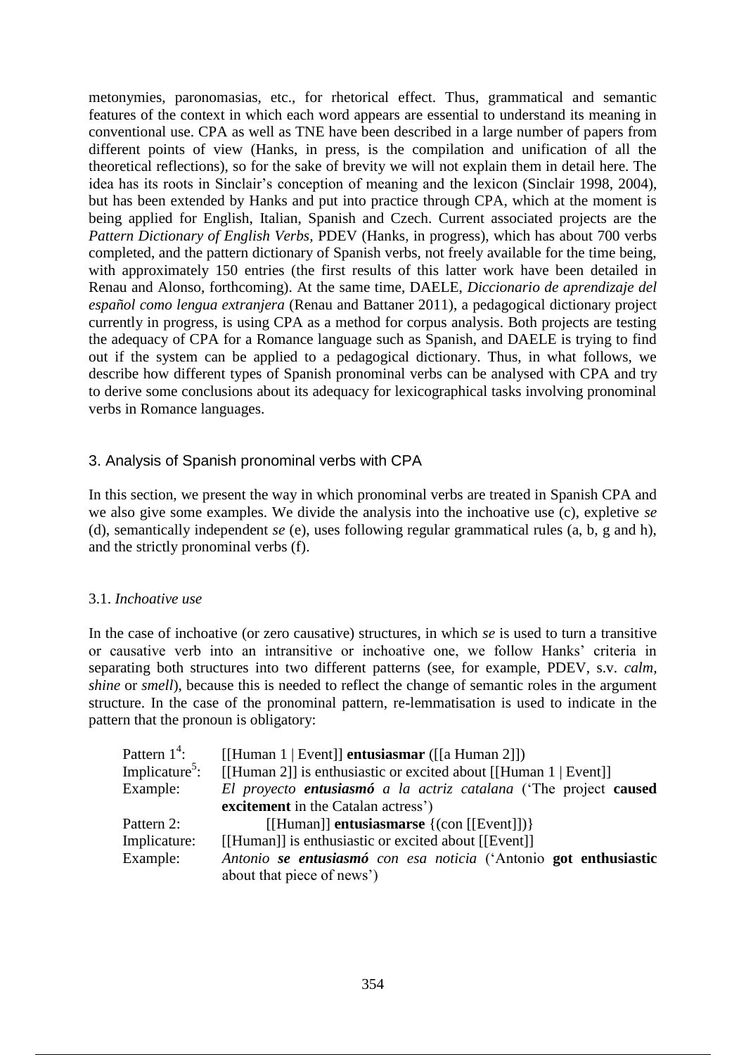metonymies, paronomasias, etc., for rhetorical effect. Thus, grammatical and semantic features of the context in which each word appears are essential to understand its meaning in conventional use. CPA as well as TNE have been described in a large number of papers from different points of view (Hanks, in press, is the compilation and unification of all the theoretical reflections), so for the sake of brevity we will not explain them in detail here. The idea has its roots in Sinclair's conception of meaning and the lexicon (Sinclair 1998, 2004), but has been extended by Hanks and put into practice through CPA, which at the moment is being applied for English, Italian, Spanish and Czech. Current associated projects are the *Pattern Dictionary of English Verbs*, PDEV (Hanks, in progress), which has about 700 verbs completed, and the pattern dictionary of Spanish verbs, not freely available for the time being, with approximately 150 entries (the first results of this latter work have been detailed in Renau and Alonso, forthcoming). At the same time, DAELE, *Diccionario de aprendizaje del español como lengua extranjera* (Renau and Battaner 2011), a pedagogical dictionary project currently in progress, is using CPA as a method for corpus analysis. Both projects are testing the adequacy of CPA for a Romance language such as Spanish, and DAELE is trying to find out if the system can be applied to a pedagogical dictionary. Thus, in what follows, we describe how different types of Spanish pronominal verbs can be analysed with CPA and try to derive some conclusions about its adequacy for lexicographical tasks involving pronominal verbs in Romance languages.

## 3. Analysis of Spanish pronominal verbs with CPA

In this section, we present the way in which pronominal verbs are treated in Spanish CPA and we also give some examples. We divide the analysis into the inchoative use (c), expletive *se* (d), semantically independent *se* (e), uses following regular grammatical rules (a, b, g and h), and the strictly pronominal verbs (f).

### 3.1. *Inchoative use*

In the case of inchoative (or zero causative) structures, in which *se* is used to turn a transitive or causative verb into an intransitive or inchoative one, we follow Hanks' criteria in separating both structures into two different patterns (see, for example, PDEV, s.v. *calm*, *shine* or *smell*), because this is needed to reflect the change of semantic roles in the argument structure. In the case of the pronominal pattern, re-lemmatisation is used to indicate in the pattern that the pronoun is obligatory:

Pattern 1[4]: [[Human 1 | Event]] **entusiasmar** ([[a Human 2]])
Implicature[5]: [[Human 2]] is enthusiastic or excited about [[Human 1 | Event]]
Example: *El proyecto* ***entusiasmó*** *a la actriz catalana* ('The project **caused excitement** in the Catalan actress')

Pattern 2: [[Human]] **entusiasmarse** {(con [[Event]])}
Implicature: [[Human]] is enthusiastic or excited about [[Event]]
Example: *Antonio* ***se entusiasmó*** *con esa noticia* ('Antonio **got enthusiastic** about that piece of news')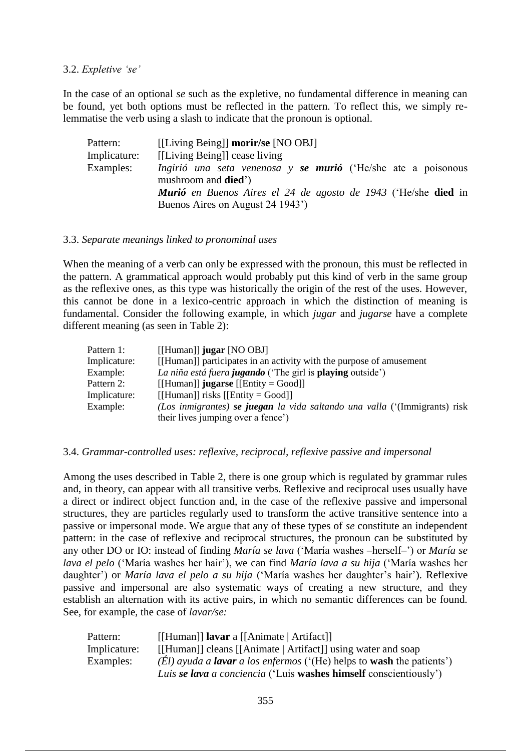### 3.2. *Expletive 'se'*

In the case of an optional *se* such as the expletive, no fundamental difference in meaning can be found, yet both options must be reflected in the pattern. To reflect this, we simply re-lemmatise the verb using a slash to indicate that the pronoun is optional.

| | |
|---|---|
| Pattern: | [[Living Being]] **morir/se** [NO OBJ] |
| Implicature: | [[Living Being]] cease living |
| Examples: | *Ingirió una seta venenosa y* ***se murió*** ('He/she ate a poisonous mushroom and **died**') |
| | ***Murió*** *en Buenos Aires el 24 de agosto de 1943* ('He/she **died** in Buenos Aires on August 24 1943') |

### 3.3. *Separate meanings linked to pronominal uses*

When the meaning of a verb can only be expressed with the pronoun, this must be reflected in the pattern. A grammatical approach would probably put this kind of verb in the same group as the reflexive ones, as this type was historically the origin of the rest of the uses. However, this cannot be done in a lexico-centric approach in which the distinction of meaning is fundamental. Consider the following example, in which *jugar* and *jugarse* have a complete different meaning (as seen in Table 2):

| | |
|---|---|
| Pattern 1: | [[Human]] **jugar** [NO OBJ] |
| Implicature: | [[Human]] participates in an activity with the purpose of amusement |
| Example: | *La niña está fuera* ***jugando*** ('The girl is **playing** outside') |
| Pattern 2: | [[Human]] **jugarse** [[Entity = Good]] |
| Implicature: | [[Human]] risks [[Entity = Good]] |
| Example: | *(Los inmigrantes)* ***se juegan*** *la vida saltando una valla* ('(Immigrants) risk their lives jumping over a fence') |

### 3.4. *Grammar-controlled uses: reflexive, reciprocal, reflexive passive and impersonal*

Among the uses described in Table 2, there is one group which is regulated by grammar rules and, in theory, can appear with all transitive verbs. Reflexive and reciprocal uses usually have a direct or indirect object function and, in the case of the reflexive passive and impersonal structures, they are particles regularly used to transform the active transitive sentence into a passive or impersonal mode. We argue that any of these types of *se* constitute an independent pattern: in the case of reflexive and reciprocal structures, the pronoun can be substituted by any other DO or IO: instead of finding *María se lava* ('María washes –herself–') or *María se lava el pelo* ('María washes her hair'), we can find *María lava a su hija* ('María washes her daughter') or *María lava el pelo a su hija* ('María washes her daughter's hair'). Reflexive passive and impersonal are also systematic ways of creating a new structure, and they establish an alternation with its active pairs, in which no semantic differences can be found. See, for example, the case of *lavar/se:*

| | |
|---|---|
| Pattern: | [[Human]] **lavar** a [[Animate \| Artifact]] |
| Implicature: | [[Human]] cleans [[Animate \| Artifact]] using water and soap |
| Examples: | *(Él) ayuda a* ***lavar*** *a los enfermos* ('(He) helps to **wash** the patients') |
| | *Luis* ***se lava*** *a conciencia* ('Luis **washes himself** conscientiously') |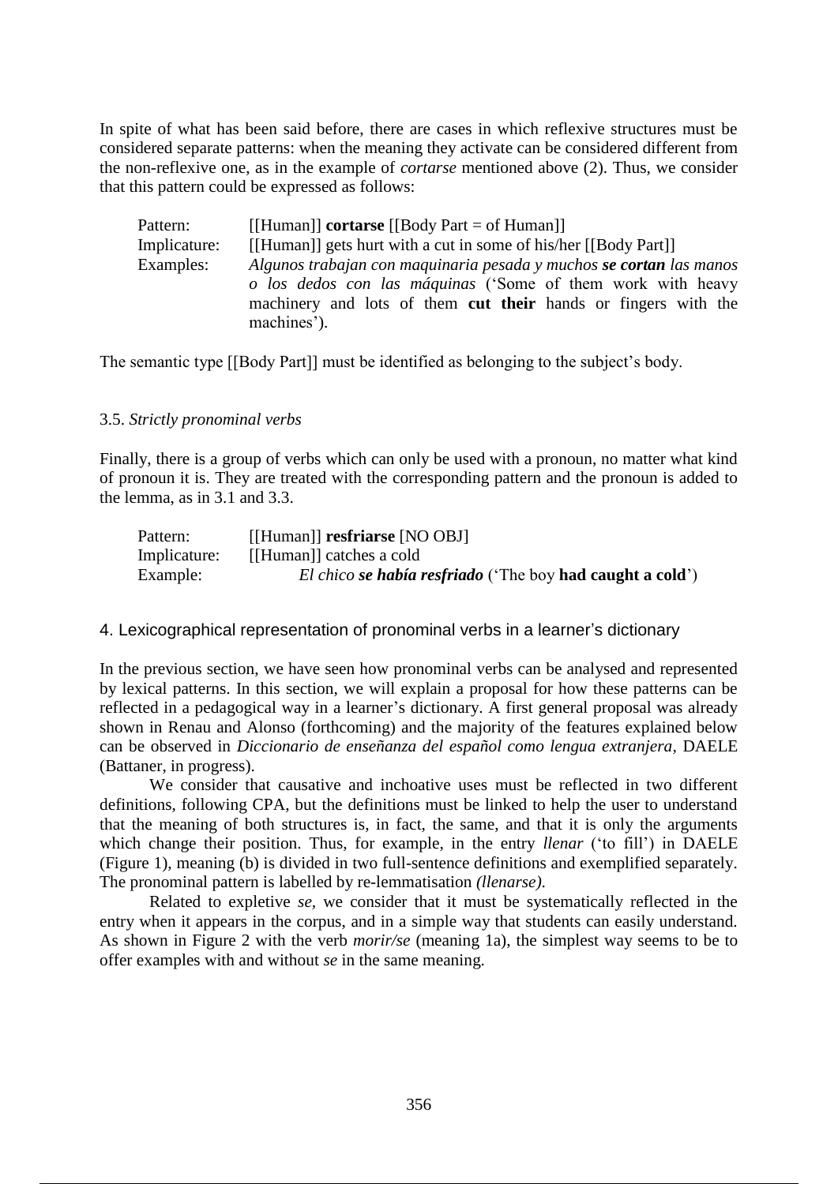In spite of what has been said before, there are cases in which reflexive structures must be considered separate patterns: when the meaning they activate can be considered different from the non-reflexive one, as in the example of *cortarse* mentioned above (2). Thus, we consider that this pattern could be expressed as follows:

| | |
|---|---|
| Pattern: | [[Human]] **cortarse** [[Body Part = of Human]] |
| Implicature: | [[Human]] gets hurt with a cut in some of his/her [[Body Part]] |
| Examples: | *Algunos trabajan con maquinaria pesada y muchos **se cortan** las manos o los dedos con las máquinas* ('Some of them work with heavy machinery and lots of them **cut their** hands or fingers with the machines'). |

The semantic type [[Body Part]] must be identified as belonging to the subject's body.

### 3.5. *Strictly pronominal verbs*

Finally, there is a group of verbs which can only be used with a pronoun, no matter what kind of pronoun it is. They are treated with the corresponding pattern and the pronoun is added to the lemma, as in 3.1 and 3.3.

| | |
|---|---|
| Pattern: | [[Human]] **resfriarse** [NO OBJ] |
| Implicature: | [[Human]] catches a cold |
| Example: | *El chico **se había resfriado*** ('The boy **had caught a cold**') |

## 4. Lexicographical representation of pronominal verbs in a learner's dictionary

In the previous section, we have seen how pronominal verbs can be analysed and represented by lexical patterns. In this section, we will explain a proposal for how these patterns can be reflected in a pedagogical way in a learner's dictionary. A first general proposal was already shown in Renau and Alonso (forthcoming) and the majority of the features explained below can be observed in *Diccionario de enseñanza del español como lengua extranjera*, DAELE (Battaner, in progress).

We consider that causative and inchoative uses must be reflected in two different definitions, following CPA, but the definitions must be linked to help the user to understand that the meaning of both structures is, in fact, the same, and that it is only the arguments which change their position. Thus, for example, in the entry *llenar* ('to fill') in DAELE (Figure 1), meaning (b) is divided in two full-sentence definitions and exemplified separately. The pronominal pattern is labelled by re-lemmatisation *(llenarse).*

Related to expletive *se*, we consider that it must be systematically reflected in the entry when it appears in the corpus, and in a simple way that students can easily understand. As shown in Figure 2 with the verb *morir/se* (meaning 1a), the simplest way seems to be to offer examples with and without *se* in the same meaning.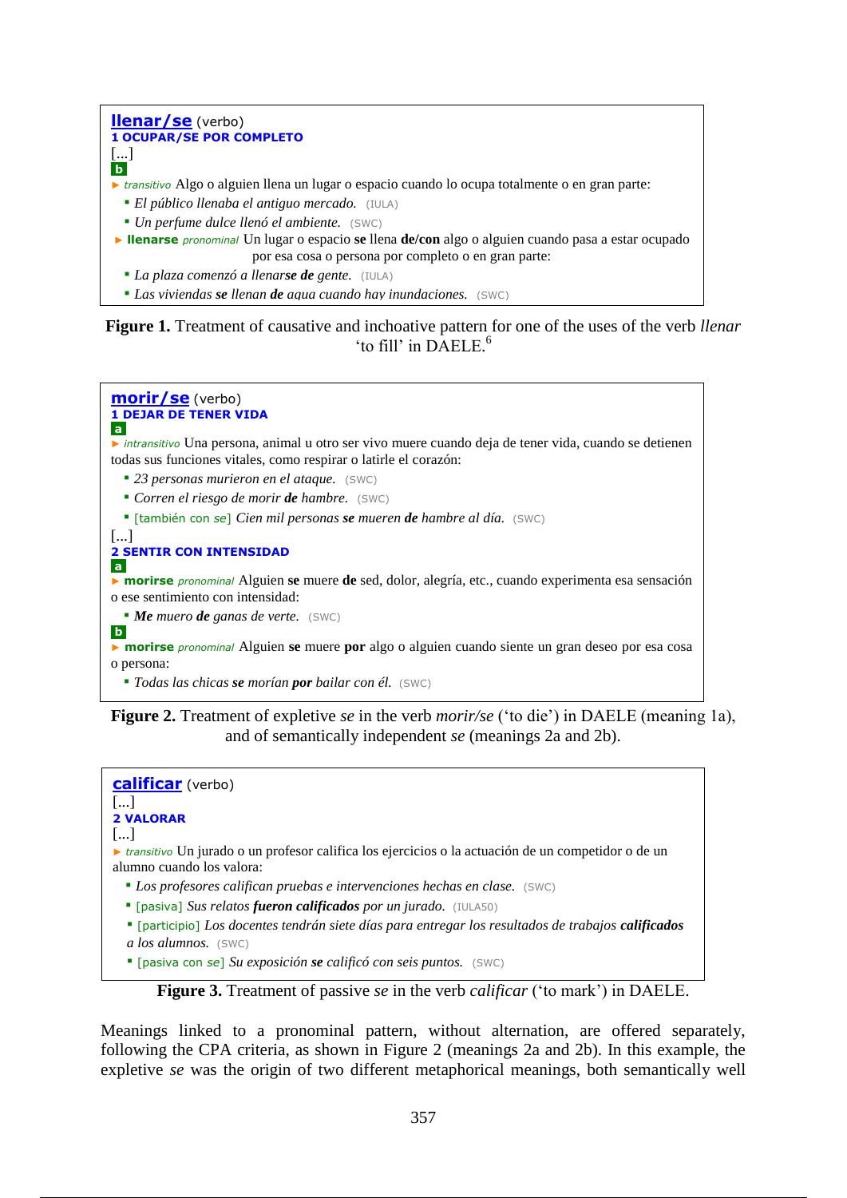**llenar/se** (verbo)
**1 OCUPAR/SE POR COMPLETO**
[...]
**b**
► *transitivo* Algo o alguien llena un lugar o espacio cuando lo ocupa totalmente o en gran parte:
- *El público llenaba el antiguo mercado.* (IULA)
- *Un perfume dulce llenó el ambiente.* (SWC)

► **llenarse** *pronominal* Un lugar o espacio **se** llena **de/con** algo o alguien cuando pasa a estar ocupado por esa cosa o persona por completo o en gran parte:
- *La plaza comenzó a llenar**se** **de** gente.* (IULA)
- *Las viviendas **se** llenan **de** agua cuando hay inundaciones.* (SWC)

**Figure 1.** Treatment of causative and inchoative pattern for one of the uses of the verb *llenar* 'to fill' in DAELE.[6]

**morir/se** (verbo)
**1 DEJAR DE TENER VIDA**
**a**
► *intransitivo* Una persona, animal u otro ser vivo muere cuando deja de tener vida, cuando se detienen todas sus funciones vitales, como respirar o latirle el corazón:
- *23 personas murieron en el ataque.* (SWC)
- *Corren el riesgo de morir **de** hambre.* (SWC)
- [también con *se*] *Cien mil personas **se** mueren **de** hambre al día.* (SWC)

[...]
**2 SENTIR CON INTENSIDAD**
**a**
► **morirse** *pronominal* Alguien **se** muere **de** sed, dolor, alegría, etc., cuando experimenta esa sensación o ese sentimiento con intensidad:
- ***Me** muero **de** ganas de verte.* (SWC)

**b**
► **morirse** *pronominal* Alguien **se** muere **por** algo o alguien cuando siente un gran deseo por esa cosa o persona:
- *Todas las chicas **se** morían **por** bailar con él.* (SWC)

**Figure 2.** Treatment of expletive *se* in the verb *morir/se* ('to die') in DAELE (meaning 1a), and of semantically independent *se* (meanings 2a and 2b).

**calificar** (verbo)
[...]
**2 VALORAR**
[...]
► *transitivo* Un jurado o un profesor califica los ejercicios o la actuación de un competidor o de un alumno cuando los valora:
- *Los profesores califican pruebas e intervenciones hechas en clase.* (SWC)
- [pasiva] *Sus relatos **fueron calificados** por un jurado.* (IULA50)
- [participio] *Los docentes tendrán siete días para entregar los resultados de trabajos **calificados** a los alumnos.* (SWC)
- [pasiva con *se*] *Su exposición **se** calificó con seis puntos.* (SWC)

**Figure 3.** Treatment of passive *se* in the verb *calificar* ('to mark') in DAELE.

Meanings linked to a pronominal pattern, without alternation, are offered separately, following the CPA criteria, as shown in Figure 2 (meanings 2a and 2b). In this example, the expletive *se* was the origin of two different metaphorical meanings, both semantically well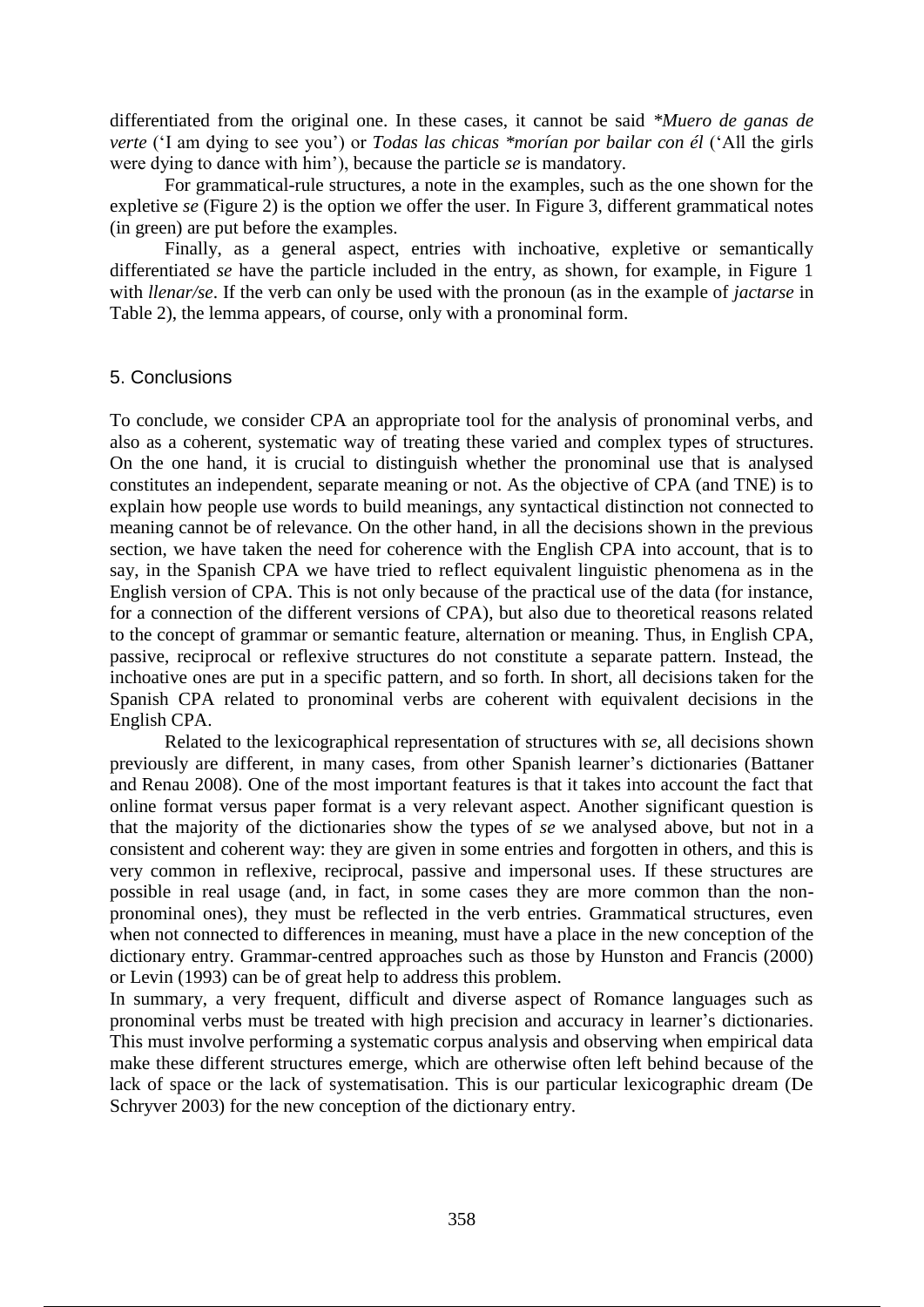differentiated from the original one. In these cases, it cannot be said **Muero de ganas de verte* ('I am dying to see you') or *Todas las chicas *morían por bailar con él* ('All the girls were dying to dance with him'), because the particle *se* is mandatory.

For grammatical-rule structures, a note in the examples, such as the one shown for the expletive *se* (Figure 2) is the option we offer the user. In Figure 3, different grammatical notes (in green) are put before the examples.

Finally, as a general aspect, entries with inchoative, expletive or semantically differentiated *se* have the particle included in the entry, as shown, for example, in Figure 1 with *llenar/se*. If the verb can only be used with the pronoun (as in the example of *jactarse* in Table 2), the lemma appears, of course, only with a pronominal form.

## 5. Conclusions

To conclude, we consider CPA an appropriate tool for the analysis of pronominal verbs, and also as a coherent, systematic way of treating these varied and complex types of structures. On the one hand, it is crucial to distinguish whether the pronominal use that is analysed constitutes an independent, separate meaning or not. As the objective of CPA (and TNE) is to explain how people use words to build meanings, any syntactical distinction not connected to meaning cannot be of relevance. On the other hand, in all the decisions shown in the previous section, we have taken the need for coherence with the English CPA into account, that is to say, in the Spanish CPA we have tried to reflect equivalent linguistic phenomena as in the English version of CPA. This is not only because of the practical use of the data (for instance, for a connection of the different versions of CPA), but also due to theoretical reasons related to the concept of grammar or semantic feature, alternation or meaning. Thus, in English CPA, passive, reciprocal or reflexive structures do not constitute a separate pattern. Instead, the inchoative ones are put in a specific pattern, and so forth. In short, all decisions taken for the Spanish CPA related to pronominal verbs are coherent with equivalent decisions in the English CPA.

Related to the lexicographical representation of structures with *se,* all decisions shown previously are different, in many cases, from other Spanish learner's dictionaries (Battaner and Renau 2008). One of the most important features is that it takes into account the fact that online format versus paper format is a very relevant aspect. Another significant question is that the majority of the dictionaries show the types of *se* we analysed above, but not in a consistent and coherent way: they are given in some entries and forgotten in others, and this is very common in reflexive, reciprocal, passive and impersonal uses. If these structures are possible in real usage (and, in fact, in some cases they are more common than the non-pronominal ones), they must be reflected in the verb entries. Grammatical structures, even when not connected to differences in meaning, must have a place in the new conception of the dictionary entry. Grammar-centred approaches such as those by Hunston and Francis (2000) or Levin (1993) can be of great help to address this problem.

In summary, a very frequent, difficult and diverse aspect of Romance languages such as pronominal verbs must be treated with high precision and accuracy in learner's dictionaries. This must involve performing a systematic corpus analysis and observing when empirical data make these different structures emerge, which are otherwise often left behind because of the lack of space or the lack of systematisation. This is our particular lexicographic dream (De Schryver 2003) for the new conception of the dictionary entry.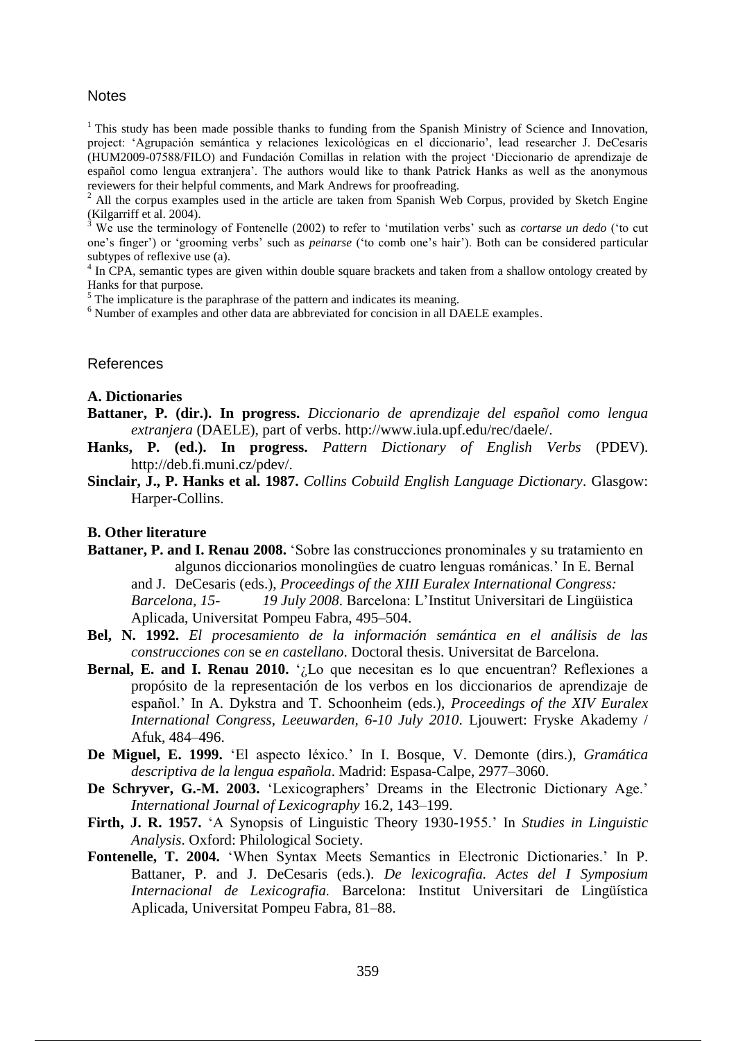## Notes

[1] This study has been made possible thanks to funding from the Spanish Ministry of Science and Innovation, project: 'Agrupación semántica y relaciones lexicológicas en el diccionario', lead researcher J. DeCesaris (HUM2009-07588/FILO) and Fundación Comillas in relation with the project 'Diccionario de aprendizaje de español como lengua extranjera'. The authors would like to thank Patrick Hanks as well as the anonymous reviewers for their helpful comments, and Mark Andrews for proofreading.

[2] All the corpus examples used in the article are taken from Spanish Web Corpus, provided by Sketch Engine (Kilgarriff et al. 2004).

[3] We use the terminology of Fontenelle (2002) to refer to 'mutilation verbs' such as *cortarse un dedo* ('to cut one's finger') or 'grooming verbs' such as *peinarse* ('to comb one's hair'). Both can be considered particular subtypes of reflexive use (a).

[4] In CPA, semantic types are given within double square brackets and taken from a shallow ontology created by Hanks for that purpose.

[5] The implicature is the paraphrase of the pattern and indicates its meaning.

[6] Number of examples and other data are abbreviated for concision in all DAELE examples.

## References

### A. Dictionaries

**Battaner, P. (dir.). In progress.** *Diccionario de aprendizaje del español como lengua extranjera* (DAELE), part of verbs. http://www.iula.upf.edu/rec/daele/.

**Hanks, P. (ed.). In progress.** *Pattern Dictionary of English Verbs* (PDEV). http://deb.fi.muni.cz/pdev/.

**Sinclair, J., P. Hanks et al. 1987.** *Collins Cobuild English Language Dictionary*. Glasgow: Harper-Collins.

### B. Other literature

**Battaner, P. and I. Renau 2008.** 'Sobre las construcciones pronominales y su tratamiento en algunos diccionarios monolingües de cuatro lenguas románicas.' In E. Bernal and J. DeCesaris (eds.), *Proceedings of the XIII Euralex International Congress: Barcelona, 15- 19 July 2008*. Barcelona: L'Institut Universitari de Lingüistica Aplicada, Universitat Pompeu Fabra, 495–504.

**Bel, N. 1992.** *El procesamiento de la información semántica en el análisis de las construcciones con* se *en castellano*. Doctoral thesis. Universitat de Barcelona.

**Bernal, E. and I. Renau 2010.** '¿Lo que necesitan es lo que encuentran? Reflexiones a propósito de la representación de los verbos en los diccionarios de aprendizaje de español.' In A. Dykstra and T. Schoonheim (eds.), *Proceedings of the XIV Euralex International Congress*, *Leeuwarden*, *6-10 July 2010*. Ljouwert: Fryske Akademy / Afuk, 484–496.

**De Miguel, E. 1999.** 'El aspecto léxico.' In I. Bosque, V. Demonte (dirs.), *Gramática descriptiva de la lengua española*. Madrid: Espasa-Calpe, 2977–3060.

**De Schryver, G.-M. 2003.** 'Lexicographers' Dreams in the Electronic Dictionary Age.' *International Journal of Lexicography* 16.2, 143–199.

**Firth, J. R. 1957.** 'A Synopsis of Linguistic Theory 1930-1955.' In *Studies in Linguistic Analysis*. Oxford: Philological Society.

**Fontenelle, T. 2004.** 'When Syntax Meets Semantics in Electronic Dictionaries.' In P. Battaner, P. and J. DeCesaris (eds.). *De lexicografia. Actes del I Symposium Internacional de Lexicografia.* Barcelona: Institut Universitari de Lingüística Aplicada, Universitat Pompeu Fabra, 81–88.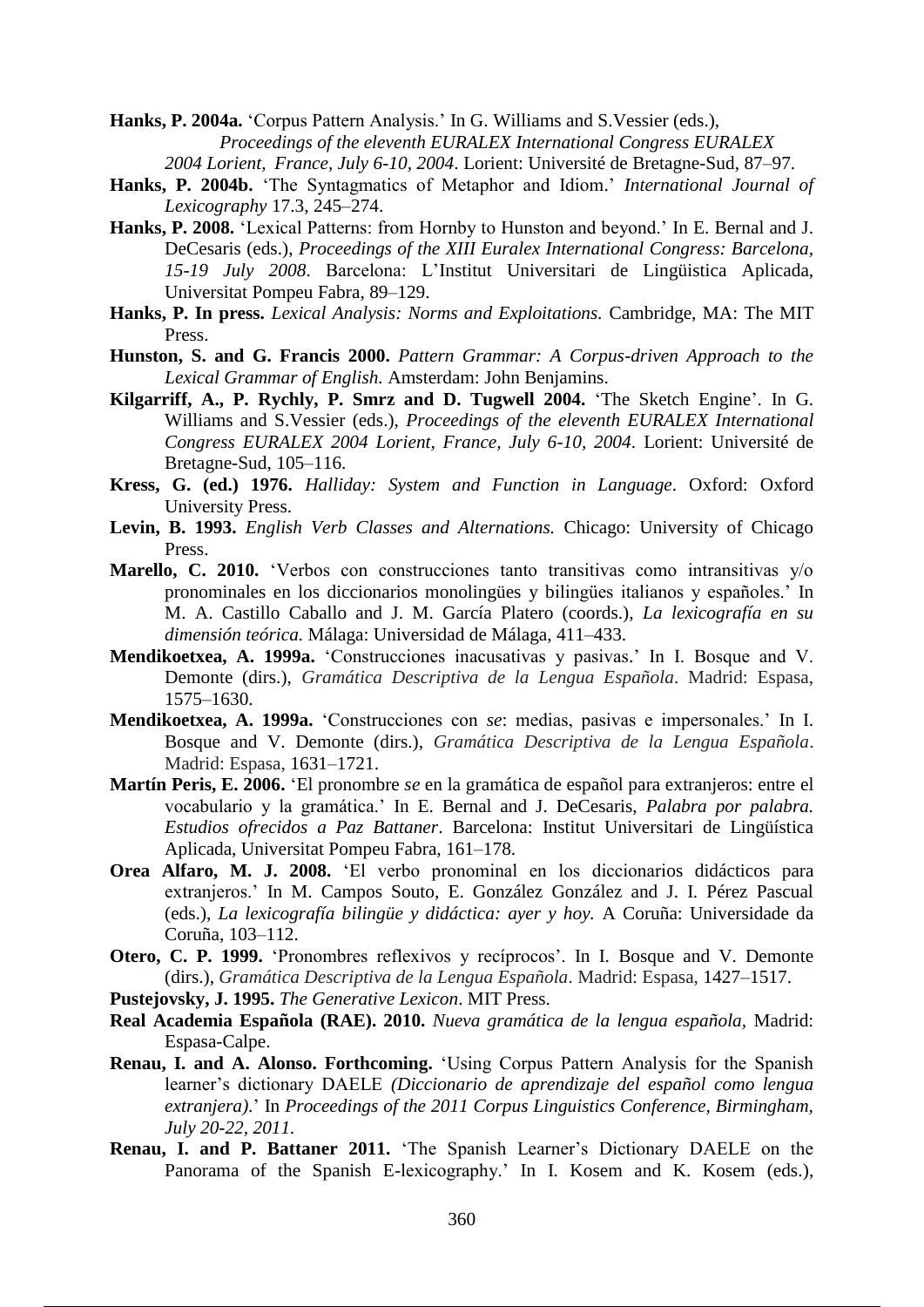**Hanks, P. 2004a.** 'Corpus Pattern Analysis.' In G. Williams and S.Vessier (eds.), *Proceedings of the eleventh EURALEX International Congress EURALEX 2004 Lorient, France, July 6-10, 2004*. Lorient: Université de Bretagne-Sud, 87–97.

**Hanks, P. 2004b.** 'The Syntagmatics of Metaphor and Idiom.' *International Journal of Lexicography* 17.3, 245–274.

**Hanks, P. 2008.** 'Lexical Patterns: from Hornby to Hunston and beyond.' In E. Bernal and J. DeCesaris (eds.), *Proceedings of the XIII Euralex International Congress: Barcelona, 15-19 July 2008*. Barcelona: L'Institut Universitari de Lingüistica Aplicada, Universitat Pompeu Fabra, 89–129.

**Hanks, P. In press.** *Lexical Analysis: Norms and Exploitations.* Cambridge, MA: The MIT Press.

**Hunston, S. and G. Francis 2000.** *Pattern Grammar: A Corpus-driven Approach to the Lexical Grammar of English.* Amsterdam: John Benjamins.

**Kilgarriff, A., P. Rychly, P. Smrz and D. Tugwell 2004.** 'The Sketch Engine'. In G. Williams and S.Vessier (eds.), *Proceedings of the eleventh EURALEX International Congress EURALEX 2004 Lorient, France, July 6-10, 2004*. Lorient: Université de Bretagne-Sud, 105–116.

**Kress, G. (ed.) 1976.** *Halliday: System and Function in Language*. Oxford: Oxford University Press.

**Levin, B. 1993.** *English Verb Classes and Alternations.* Chicago: University of Chicago Press.

**Marello, C. 2010.** 'Verbos con construcciones tanto transitivas como intransitivas y/o pronominales en los diccionarios monolingües y bilingües italianos y españoles.' In M. A. Castillo Caballo and J. M. García Platero (coords.), *La lexicografía en su dimensión teórica.* Málaga: Universidad de Málaga, 411–433.

**Mendikoetxea, A. 1999a.** 'Construcciones inacusativas y pasivas.' In I. Bosque and V. Demonte (dirs.), *Gramática Descriptiva de la Lengua Española*. Madrid: Espasa, 1575–1630.

**Mendikoetxea, A. 1999a.** 'Construcciones con *se*: medias, pasivas e impersonales.' In I. Bosque and V. Demonte (dirs.), *Gramática Descriptiva de la Lengua Española*. Madrid: Espasa, 1631–1721.

**Martín Peris, E. 2006.** 'El pronombre *se* en la gramática de español para extranjeros: entre el vocabulario y la gramática.' In E. Bernal and J. DeCesaris, *Palabra por palabra. Estudios ofrecidos a Paz Battaner*. Barcelona: Institut Universitari de Lingüística Aplicada, Universitat Pompeu Fabra, 161–178.

**Orea Alfaro, M. J. 2008.** 'El verbo pronominal en los diccionarios didácticos para extranjeros.' In M. Campos Souto, E. González González and J. I. Pérez Pascual (eds.), *La lexicografía bilingüe y didáctica: ayer y hoy.* A Coruña: Universidade da Coruña, 103–112.

**Otero, C. P. 1999.** 'Pronombres reflexivos y recíprocos'. In I. Bosque and V. Demonte (dirs.), *Gramática Descriptiva de la Lengua Española*. Madrid: Espasa, 1427–1517.

**Pustejovsky, J. 1995.** *The Generative Lexicon*. MIT Press.

**Real Academia Española (RAE). 2010.** *Nueva gramática de la lengua española,* Madrid: Espasa-Calpe.

**Renau, I. and A. Alonso. Forthcoming.** 'Using Corpus Pattern Analysis for the Spanish learner's dictionary DAELE *(Diccionario de aprendizaje del español como lengua extranjera).*' In *Proceedings of the 2011 Corpus Linguistics Conference, Birmingham, July 20-22, 2011.*

**Renau, I. and P. Battaner 2011.** 'The Spanish Learner's Dictionary DAELE on the Panorama of the Spanish E-lexicography.' In I. Kosem and K. Kosem (eds.),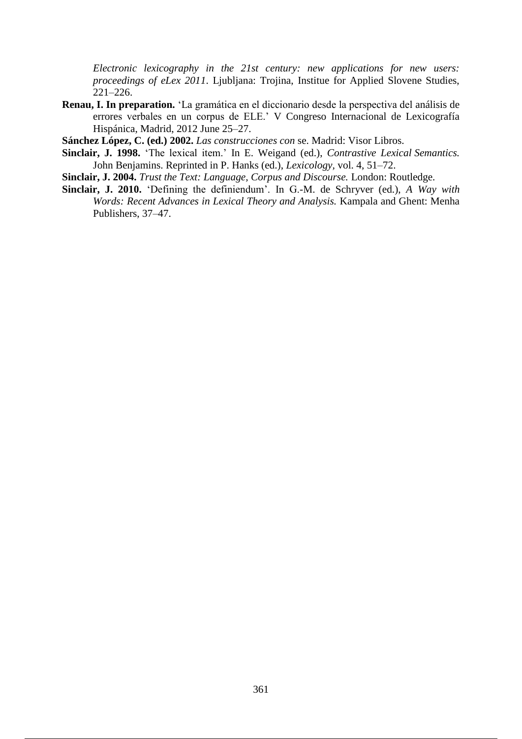*Electronic lexicography in the 21st century: new applications for new users: proceedings of eLex 2011*. Ljubljana: Trojina, Institue for Applied Slovene Studies, 221–226.

**Renau, I. In preparation.** 'La gramática en el diccionario desde la perspectiva del análisis de errores verbales en un corpus de ELE.' V Congreso Internacional de Lexicografía Hispánica, Madrid, 2012 June 25–27.

**Sánchez López, C. (ed.) 2002.** *Las construcciones con* se. Madrid: Visor Libros.

**Sinclair, J. 1998.** 'The lexical item.' In E. Weigand (ed.), *Contrastive Lexical Semantics.* John Benjamins. Reprinted in P. Hanks (ed.), *Lexicology,* vol. 4, 51–72.

**Sinclair, J. 2004.** *Trust the Text: Language, Corpus and Discourse.* London: Routledge.

**Sinclair, J. 2010.** 'Defining the definiendum'. In G.-M. de Schryver (ed.), *A Way with Words: Recent Advances in Lexical Theory and Analysis.* Kampala and Ghent: Menha Publishers, 37–47.